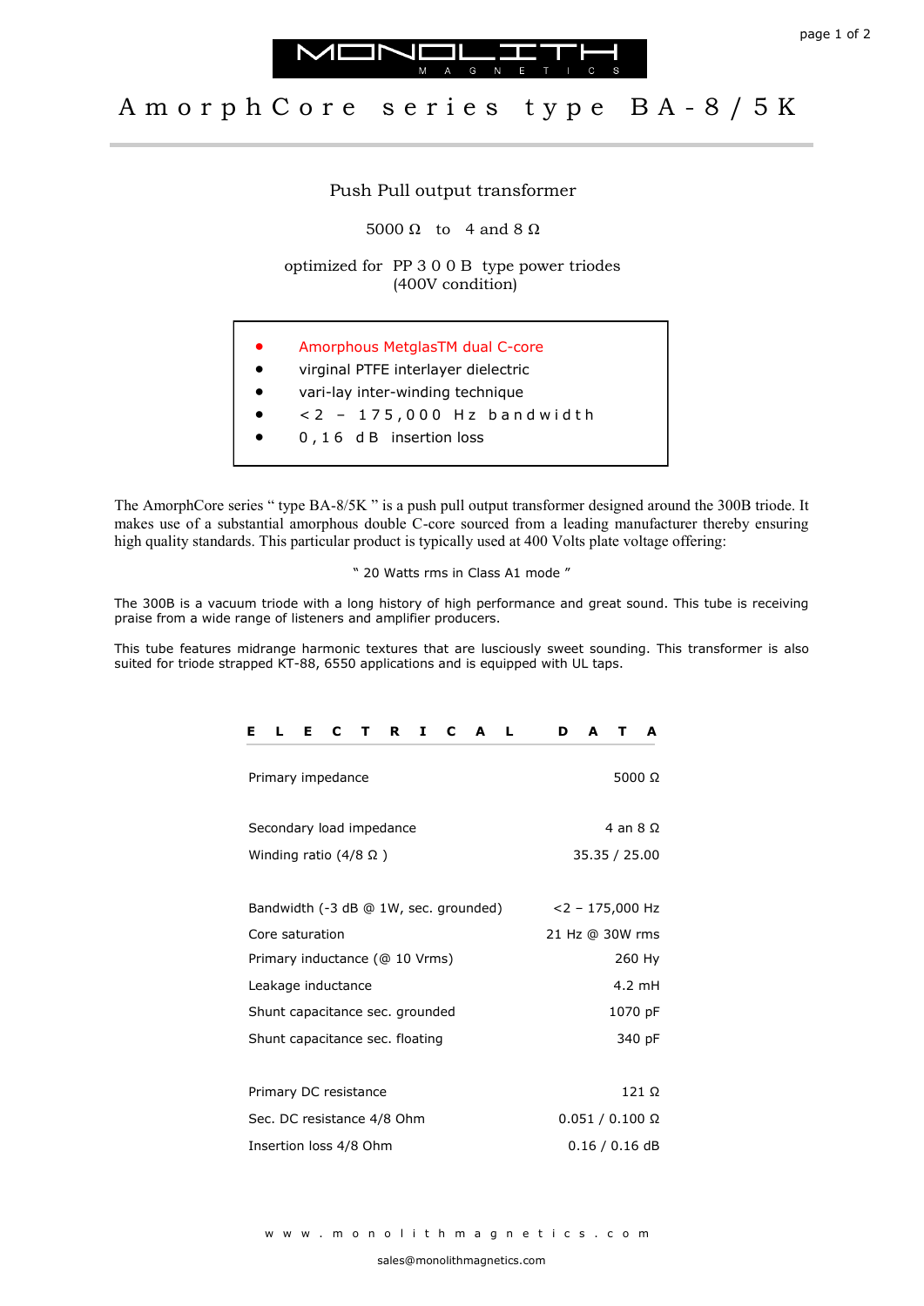# MONOLITH MAGNETICS

## AmorphCore series type BA-8/5K

Push Pull output transformer

5000 Ω to 4 and 8 Ω

optimized for PP 300B type power triodes
(400V condition)

- Amorphous MetglasTM dual C-core
- virginal PTFE interlayer dielectric
- vari-lay inter-winding technique
- <2 – 175,000 Hz bandwidth
- 0,16 dB insertion loss

The AmorphCore series " type BA-8/5K " is a push pull output transformer designed around the 300B triode. It makes use of a substantial amorphous double C-core sourced from a leading manufacturer thereby ensuring high quality standards. This particular product is typically used at 400 Volts plate voltage offering:

" 20 Watts rms in Class A1 mode "

The 300B is a vacuum triode with a long history of high performance and great sound. This tube is receiving praise from a wide range of listeners and amplifier producers.

This tube features midrange harmonic textures that are lusciously sweet sounding. This transformer is also suited for triode strapped KT-88, 6550 applications and is equipped with UL taps.

### ELECTRICAL DATA

| | |
|---|---|
| Primary impedance | 5000 Ω |
| Secondary load impedance | 4 an 8 Ω |
| Winding ratio (4/8 Ω ) | 35.35 / 25.00 |
| Bandwidth (-3 dB @ 1W, sec. grounded) | <2 – 175,000 Hz |
| Core saturation | 21 Hz @ 30W rms |
| Primary inductance (@ 10 Vrms) | 260 Hy |
| Leakage inductance | 4.2 mH |
| Shunt capacitance sec. grounded | 1070 pF |
| Shunt capacitance sec. floating | 340 pF |
| Primary DC resistance | 121 Ω |
| Sec. DC resistance 4/8 Ohm | 0.051 / 0.100 Ω |
| Insertion loss 4/8 Ohm | 0.16 / 0.16 dB |

www.monolithmagnetics.com

sales@monolithmagnetics.com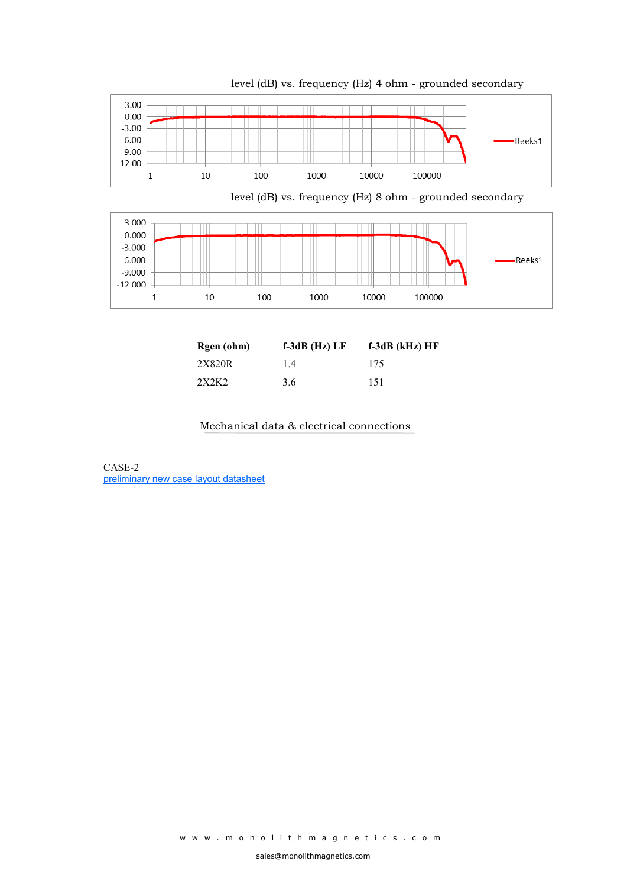level (dB) vs. frequency (Hz) 4 ohm - grounded secondary

3.00
0.00
-3.00
-6.00
-9.00
-12.00

1
10
100
1000
10000
100000

Reeks1

level (dB) vs. frequency (Hz) 8 ohm - grounded secondary

3.000
0.000
-3.000
-6.000
-9.000
-12.000

1
10
100
1000
10000
100000

Reeks1

| Rgen (ohm) | f-3dB (Hz) LF | f-3dB (kHz) HF |
|---|---|---|
| 2X820R | 1.4 | 175 |
| 2X2K2 | 3.6 | 151 |

## Mechanical data & electrical connections

CASE-2

[preliminary new case layout datasheet]

w w w . m o n o l i t h m a g n e t i c s . c o m

sales@monolithmagnetics.com